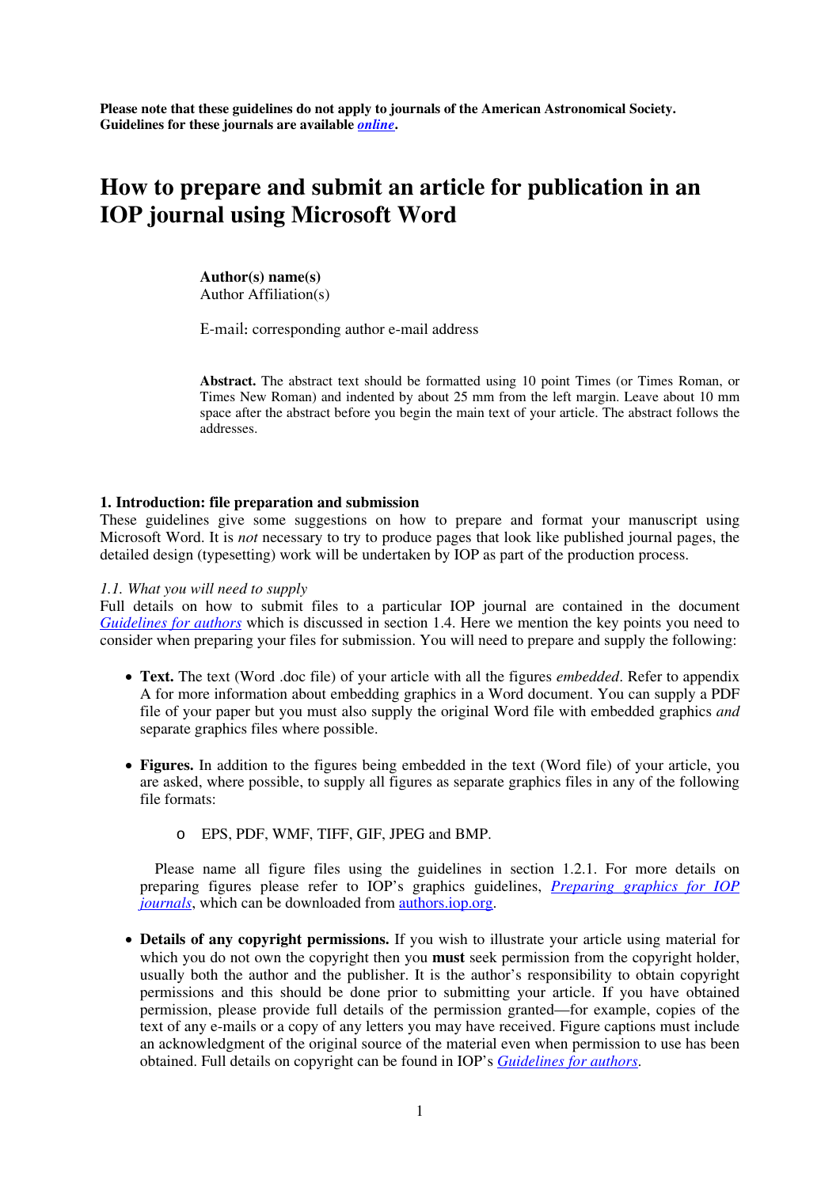**Please note that these guidelines do not apply to journals of the American Astronomical Society. Guidelines for these journals are available *online*.**

# How to prepare and submit an article for publication in an IOP journal using Microsoft Word

**Author(s) name(s)**
Author Affiliation(s)

E-mail: corresponding author e-mail address

**Abstract.** The abstract text should be formatted using 10 point Times (or Times Roman, or Times New Roman) and indented by about 25 mm from the left margin. Leave about 10 mm space after the abstract before you begin the main text of your article. The abstract follows the addresses.

## 1. Introduction: file preparation and submission

These guidelines give some suggestions on how to prepare and format your manuscript using Microsoft Word. It is *not* necessary to try to produce pages that look like published journal pages, the detailed design (typesetting) work will be undertaken by IOP as part of the production process.

### *1.1. What you will need to supply*

Full details on how to submit files to a particular IOP journal are contained in the document *Guidelines for authors* which is discussed in section 1.4. Here we mention the key points you need to consider when preparing your files for submission. You will need to prepare and supply the following:

- **Text.** The text (Word .doc file) of your article with all the figures *embedded*. Refer to appendix A for more information about embedding graphics in a Word document. You can supply a PDF file of your paper but you must also supply the original Word file with embedded graphics *and* separate graphics files where possible.

- **Figures.** In addition to the figures being embedded in the text (Word file) of your article, you are asked, where possible, to supply all figures as separate graphics files in any of the following file formats:

    - EPS, PDF, WMF, TIFF, GIF, JPEG and BMP.

  Please name all figure files using the guidelines in section 1.2.1. For more details on preparing figures please refer to IOP's graphics guidelines, *Preparing graphics for IOP journals*, which can be downloaded from authors.iop.org.

- **Details of any copyright permissions.** If you wish to illustrate your article using material for which you do not own the copyright then you **must** seek permission from the copyright holder, usually both the author and the publisher. It is the author's responsibility to obtain copyright permissions and this should be done prior to submitting your article. If you have obtained permission, please provide full details of the permission granted—for example, copies of the text of any e-mails or a copy of any letters you may have received. Figure captions must include an acknowledgment of the original source of the material even when permission to use has been obtained. Full details on copyright can be found in IOP's *Guidelines for authors*.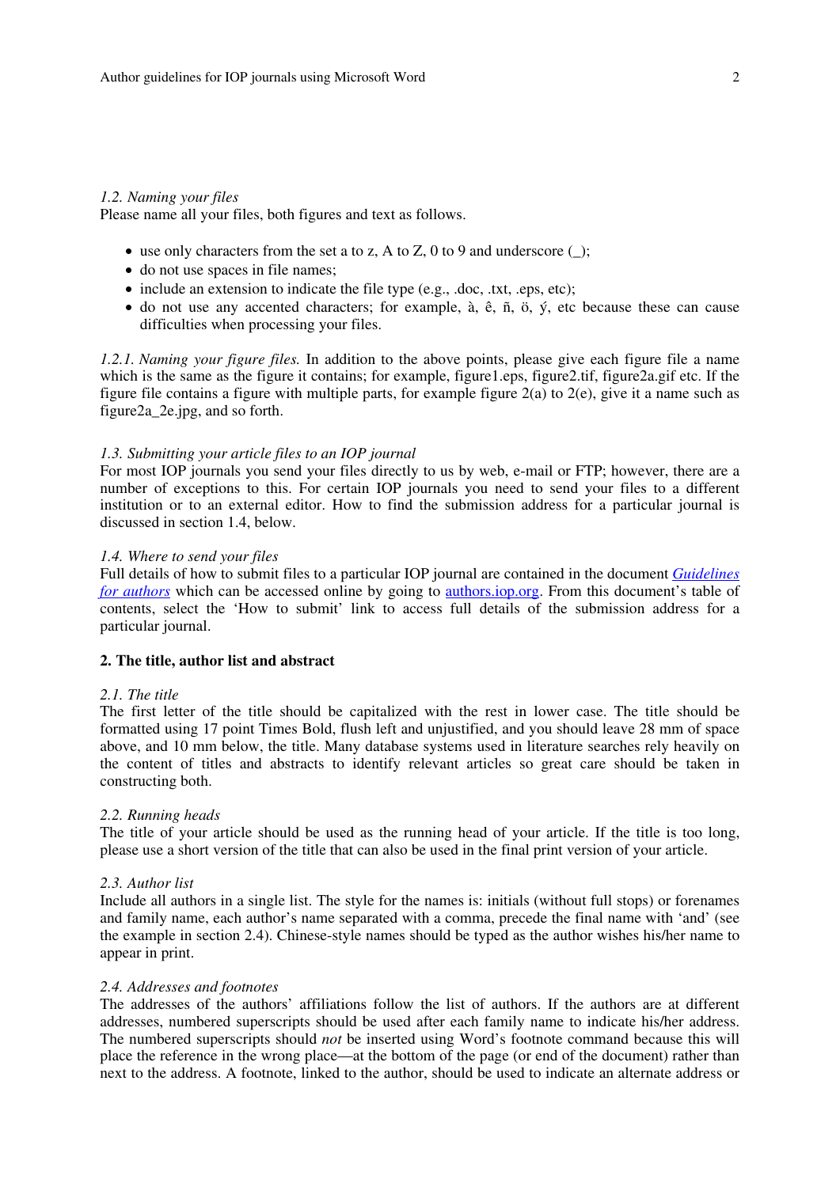*1.2. Naming your files*
Please name all your files, both figures and text as follows.

- use only characters from the set a to z, A to Z, 0 to 9 and underscore (_);
- do not use spaces in file names;
- include an extension to indicate the file type (e.g., .doc, .txt, .eps, etc);
- do not use any accented characters; for example, à, ê, ñ, ö, ý, etc because these can cause difficulties when processing your files.

*1.2.1. Naming your figure files.* In addition to the above points, please give each figure file a name which is the same as the figure it contains; for example, figure1.eps, figure2.tif, figure2a.gif etc. If the figure file contains a figure with multiple parts, for example figure 2(a) to 2(e), give it a name such as figure2a_2e.jpg, and so forth.

*1.3. Submitting your article files to an IOP journal*
For most IOP journals you send your files directly to us by web, e-mail or FTP; however, there are a number of exceptions to this. For certain IOP journals you need to send your files to a different institution or to an external editor. How to find the submission address for a particular journal is discussed in section 1.4, below.

*1.4. Where to send your files*
Full details of how to submit files to a particular IOP journal are contained in the document [*Guidelines for authors*](authors.iop.org) which can be accessed online by going to [authors.iop.org](authors.iop.org). From this document's table of contents, select the 'How to submit' link to access full details of the submission address for a particular journal.

**2. The title, author list and abstract**

*2.1. The title*
The first letter of the title should be capitalized with the rest in lower case. The title should be formatted using 17 point Times Bold, flush left and unjustified, and you should leave 28 mm of space above, and 10 mm below, the title. Many database systems used in literature searches rely heavily on the content of titles and abstracts to identify relevant articles so great care should be taken in constructing both.

*2.2. Running heads*
The title of your article should be used as the running head of your article. If the title is too long, please use a short version of the title that can also be used in the final print version of your article.

*2.3. Author list*
Include all authors in a single list. The style for the names is: initials (without full stops) or forenames and family name, each author's name separated with a comma, precede the final name with 'and' (see the example in section 2.4). Chinese-style names should be typed as the author wishes his/her name to appear in print.

*2.4. Addresses and footnotes*
The addresses of the authors' affiliations follow the list of authors. If the authors are at different addresses, numbered superscripts should be used after each family name to indicate his/her address. The numbered superscripts should *not* be inserted using Word's footnote command because this will place the reference in the wrong place—at the bottom of the page (or end of the document) rather than next to the address. A footnote, linked to the author, should be used to indicate an alternate address or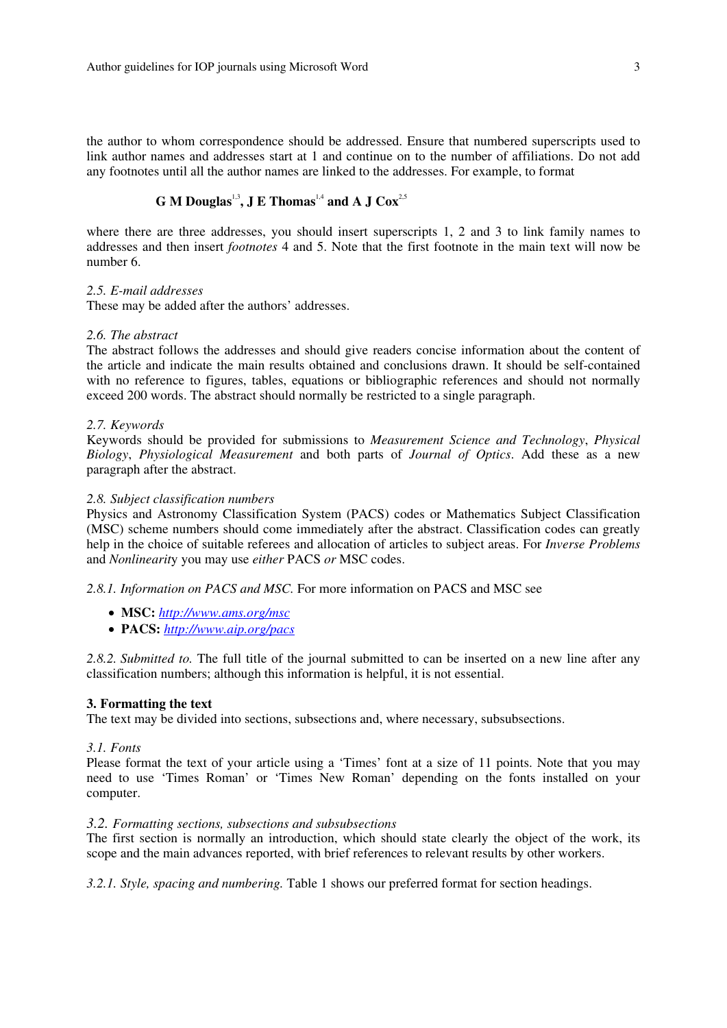the author to whom correspondence should be addressed. Ensure that numbered superscripts used to link author names and addresses start at 1 and continue on to the number of affiliations. Do not add any footnotes until all the author names are linked to the addresses. For example, to format

**G M Douglas**[1,3], **J E Thomas**[1,4] **and A J Cox**[2,5]

where there are three addresses, you should insert superscripts 1, 2 and 3 to link family names to addresses and then insert *footnotes* 4 and 5. Note that the first footnote in the main text will now be number 6.

### *2.5. E-mail addresses*

These may be added after the authors' addresses.

### *2.6. The abstract*

The abstract follows the addresses and should give readers concise information about the content of the article and indicate the main results obtained and conclusions drawn. It should be self-contained with no reference to figures, tables, equations or bibliographic references and should not normally exceed 200 words. The abstract should normally be restricted to a single paragraph.

### *2.7. Keywords*

Keywords should be provided for submissions to *Measurement Science and Technology*, *Physical Biology*, *Physiological Measurement* and both parts of *Journal of Optics*. Add these as a new paragraph after the abstract.

### *2.8. Subject classification numbers*

Physics and Astronomy Classification System (PACS) codes or Mathematics Subject Classification (MSC) scheme numbers should come immediately after the abstract. Classification codes can greatly help in the choice of suitable referees and allocation of articles to subject areas. For *Inverse Problems* and *Nonlinearity* you may use *either* PACS *or* MSC codes.

*2.8.1. Information on PACS and MSC.* For more information on PACS and MSC see

- **MSC:** http://www.ams.org/msc
- **PACS:** http://www.aip.org/pacs

*2.8.2. Submitted to.* The full title of the journal submitted to can be inserted on a new line after any classification numbers; although this information is helpful, it is not essential.

## **3. Formatting the text**

The text may be divided into sections, subsections and, where necessary, subsubsections.

### *3.1. Fonts*

Please format the text of your article using a 'Times' font at a size of 11 points. Note that you may need to use 'Times Roman' or 'Times New Roman' depending on the fonts installed on your computer.

### *3.2. Formatting sections, subsections and subsubsections*

The first section is normally an introduction, which should state clearly the object of the work, its scope and the main advances reported, with brief references to relevant results by other workers.

*3.2.1. Style, spacing and numbering.* Table 1 shows our preferred format for section headings.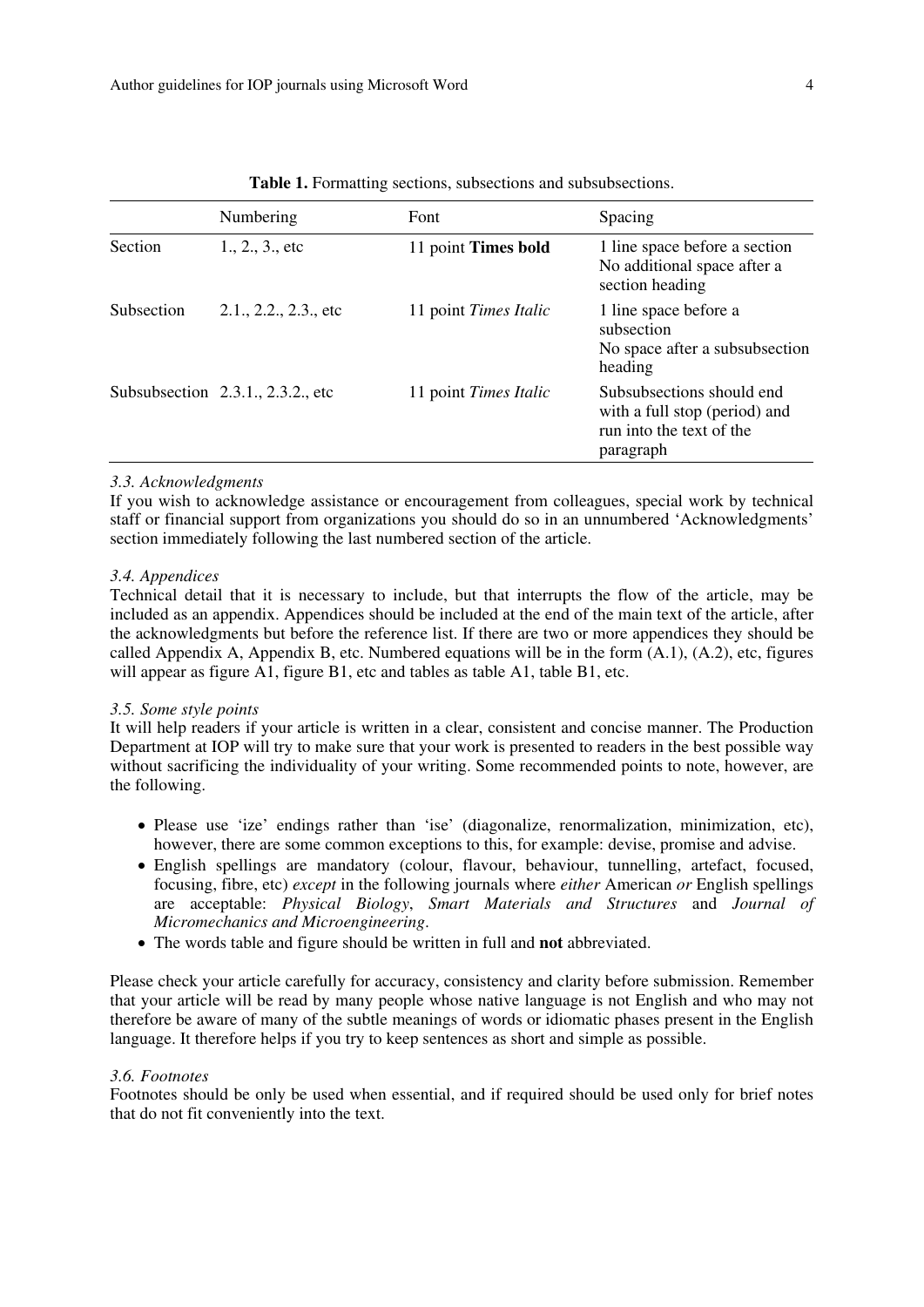**Table 1.** Formatting sections, subsections and subsubsections.

| | Numbering | Font | Spacing |
|---|---|---|---|
| Section | 1., 2., 3., etc | 11 point **Times bold** | 1 line space before a section<br>No additional space after a section heading |
| Subsection | 2.1., 2.2., 2.3., etc | 11 point *Times Italic* | 1 line space before a subsection<br>No space after a subsubsection heading |
| Subsubsection | 2.3.1., 2.3.2., etc | 11 point *Times Italic* | Subsubsections should end with a full stop (period) and run into the text of the paragraph |

### *3.3. Acknowledgments*

If you wish to acknowledge assistance or encouragement from colleagues, special work by technical staff or financial support from organizations you should do so in an unnumbered 'Acknowledgments' section immediately following the last numbered section of the article.

### *3.4. Appendices*

Technical detail that it is necessary to include, but that interrupts the flow of the article, may be included as an appendix. Appendices should be included at the end of the main text of the article, after the acknowledgments but before the reference list. If there are two or more appendices they should be called Appendix A, Appendix B, etc. Numbered equations will be in the form (A.1), (A.2), etc, figures will appear as figure A1, figure B1, etc and tables as table A1, table B1, etc.

### *3.5. Some style points*

It will help readers if your article is written in a clear, consistent and concise manner. The Production Department at IOP will try to make sure that your work is presented to readers in the best possible way without sacrificing the individuality of your writing. Some recommended points to note, however, are the following.

- Please use 'ize' endings rather than 'ise' (diagonalize, renormalization, minimization, etc), however, there are some common exceptions to this, for example: devise, promise and advise.
- English spellings are mandatory (colour, flavour, behaviour, tunnelling, artefact, focused, focusing, fibre, etc) *except* in the following journals where *either* American *or* English spellings are acceptable: *Physical Biology*, *Smart Materials and Structures* and *Journal of Micromechanics and Microengineering*.
- The words table and figure should be written in full and **not** abbreviated.

Please check your article carefully for accuracy, consistency and clarity before submission. Remember that your article will be read by many people whose native language is not English and who may not therefore be aware of many of the subtle meanings of words or idiomatic phases present in the English language. It therefore helps if you try to keep sentences as short and simple as possible.

### *3.6. Footnotes*

Footnotes should be only be used when essential, and if required should be used only for brief notes that do not fit conveniently into the text.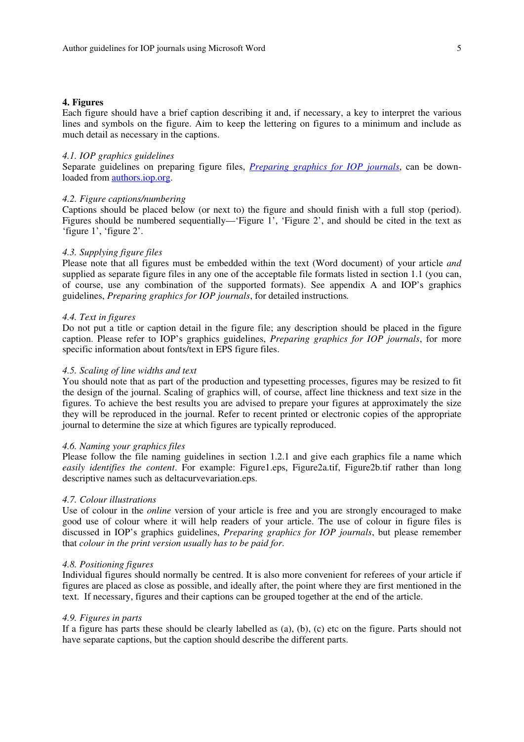## 4. Figures

Each figure should have a brief caption describing it and, if necessary, a key to interpret the various lines and symbols on the figure. Aim to keep the lettering on figures to a minimum and include as much detail as necessary in the captions.

### *4.1. IOP graphics guidelines*

Separate guidelines on preparing figure files, [*Preparing graphics for IOP journals*](), can be downloaded from [authors.iop.org]().

### *4.2. Figure captions/numbering*

Captions should be placed below (or next to) the figure and should finish with a full stop (period). Figures should be numbered sequentially—'Figure 1', 'Figure 2', and should be cited in the text as 'figure 1', 'figure 2'.

### *4.3. Supplying figure files*

Please note that all figures must be embedded within the text (Word document) of your article *and* supplied as separate figure files in any one of the acceptable file formats listed in section 1.1 (you can, of course, use any combination of the supported formats). See appendix A and IOP's graphics guidelines, *Preparing graphics for IOP journals*, for detailed instructions.

### *4.4. Text in figures*

Do not put a title or caption detail in the figure file; any description should be placed in the figure caption. Please refer to IOP's graphics guidelines, *Preparing graphics for IOP journals*, for more specific information about fonts/text in EPS figure files.

### *4.5. Scaling of line widths and text*

You should note that as part of the production and typesetting processes, figures may be resized to fit the design of the journal. Scaling of graphics will, of course, affect line thickness and text size in the figures. To achieve the best results you are advised to prepare your figures at approximately the size they will be reproduced in the journal. Refer to recent printed or electronic copies of the appropriate journal to determine the size at which figures are typically reproduced.

### *4.6. Naming your graphics files*

Please follow the file naming guidelines in section 1.2.1 and give each graphics file a name which *easily identifies the content*. For example: Figure1.eps, Figure2a.tif, Figure2b.tif rather than long descriptive names such as deltacurvevariation.eps.

### *4.7. Colour illustrations*

Use of colour in the *online* version of your article is free and you are strongly encouraged to make good use of colour where it will help readers of your article. The use of colour in figure files is discussed in IOP's graphics guidelines, *Preparing graphics for IOP journals*, but please remember that *colour in the print version usually has to be paid for.*

### *4.8. Positioning figures*

Individual figures should normally be centred. It is also more convenient for referees of your article if figures are placed as close as possible, and ideally after, the point where they are first mentioned in the text. If necessary, figures and their captions can be grouped together at the end of the article.

### *4.9. Figures in parts*

If a figure has parts these should be clearly labelled as (a), (b), (c) etc on the figure. Parts should not have separate captions, but the caption should describe the different parts.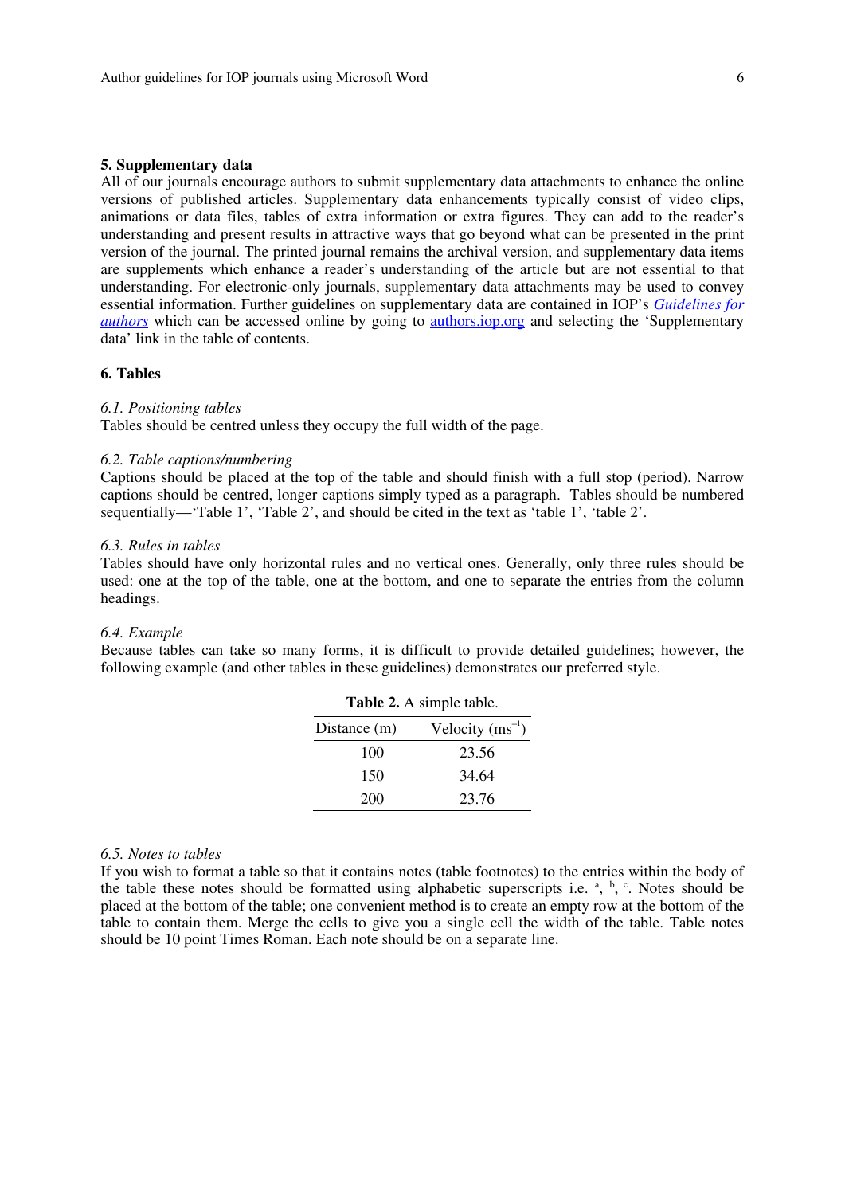## 5. Supplementary data

All of our journals encourage authors to submit supplementary data attachments to enhance the online versions of published articles. Supplementary data enhancements typically consist of video clips, animations or data files, tables of extra information or extra figures. They can add to the reader's understanding and present results in attractive ways that go beyond what can be presented in the print version of the journal. The printed journal remains the archival version, and supplementary data items are supplements which enhance a reader's understanding of the article but are not essential to that understanding. For electronic-only journals, supplementary data attachments may be used to convey essential information. Further guidelines on supplementary data are contained in IOP's *Guidelines for authors* which can be accessed online by going to authors.iop.org and selecting the 'Supplementary data' link in the table of contents.

## 6. Tables

### *6.1. Positioning tables*

Tables should be centred unless they occupy the full width of the page.

### *6.2. Table captions/numbering*

Captions should be placed at the top of the table and should finish with a full stop (period). Narrow captions should be centred, longer captions simply typed as a paragraph. Tables should be numbered sequentially—'Table 1', 'Table 2', and should be cited in the text as 'table 1', 'table 2'.

### *6.3. Rules in tables*

Tables should have only horizontal rules and no vertical ones. Generally, only three rules should be used: one at the top of the table, one at the bottom, and one to separate the entries from the column headings.

### *6.4. Example*

Because tables can take so many forms, it is difficult to provide detailed guidelines; however, the following example (and other tables in these guidelines) demonstrates our preferred style.

**Table 2.** A simple table.

| Distance (m) | Velocity ($ms^{-1}$) |
|---|---|
| 100 | 23.56 |
| 150 | 34.64 |
| 200 | 23.76 |

### *6.5. Notes to tables*

If you wish to format a table so that it contains notes (table footnotes) to the entries within the body of the table these notes should be formatted using alphabetic superscripts i.e. [a], [b], [c]. Notes should be placed at the bottom of the table; one convenient method is to create an empty row at the bottom of the table to contain them. Merge the cells to give you a single cell the width of the table. Table notes should be 10 point Times Roman. Each note should be on a separate line.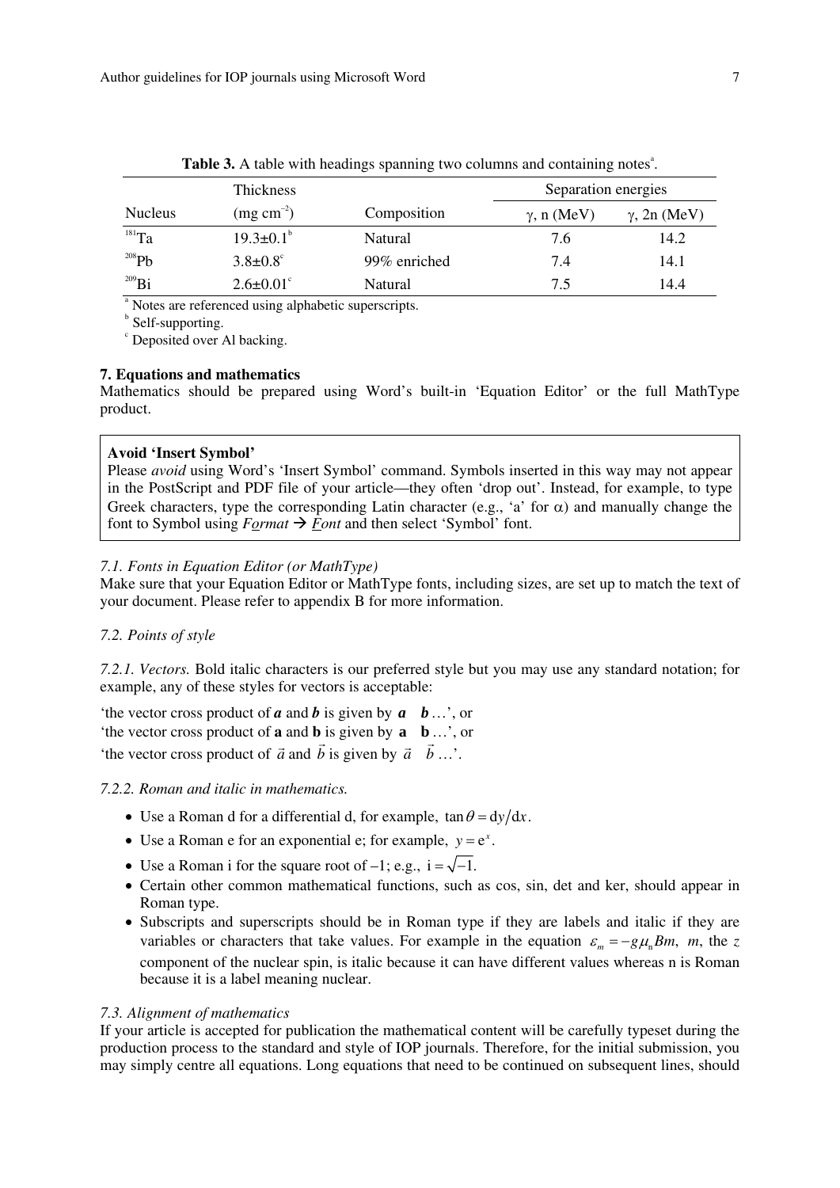**Table 3.** A table with headings spanning two columns and containing notes[a].

| Nucleus | Thickness (mg cm$^{-2}$) | Composition | Separation energies | |
|---|---|---|---|---|
| | | | γ, n (MeV) | γ, 2n (MeV) |
| $^{181}$Ta | 19.3±0.1[b] | Natural | 7.6 | 14.2 |
| $^{208}$Pb | 3.8±0.8[c] | 99% enriched | 7.4 | 14.1 |
| $^{209}$Bi | 2.6±0.01[c] | Natural | 7.5 | 14.4 |

[a] Notes are referenced using alphabetic superscripts.
[b] Self-supporting.
[c] Deposited over Al backing.

## 7. Equations and mathematics

Mathematics should be prepared using Word's built-in 'Equation Editor' or the full MathType product.

> **Avoid 'Insert Symbol'**
> Please *avoid* using Word's 'Insert Symbol' command. Symbols inserted in this way may not appear in the PostScript and PDF file of your article—they often 'drop out'. Instead, for example, to type Greek characters, type the corresponding Latin character (e.g., 'a' for α) and manually change the font to Symbol using *Format* → *Font* and then select 'Symbol' font.

### *7.1. Fonts in Equation Editor (or MathType)*

Make sure that your Equation Editor or MathType fonts, including sizes, are set up to match the text of your document. Please refer to appendix B for more information.

### *7.2. Points of style*

*7.2.1. Vectors.* Bold italic characters is our preferred style but you may use any standard notation; for example, any of these styles for vectors is acceptable:

'the vector cross product of $\boldsymbol{a}$ and $\boldsymbol{b}$ is given by $\boldsymbol{a} \quad \boldsymbol{b}$ …', or
'the vector cross product of $\mathbf{a}$ and $\mathbf{b}$ is given by $\mathbf{a} \quad \mathbf{b}$ …', or
'the vector cross product of $\vec{a}$ and $\vec{b}$ is given by $\vec{a} \quad \vec{b}$ …'.

*7.2.2. Roman and italic in mathematics.*

- Use a Roman d for a differential d, for example, $\tan\theta = \mathrm{d}y/\mathrm{d}x$.
- Use a Roman e for an exponential e; for example, $y = \mathrm{e}^{x}$.
- Use a Roman i for the square root of –1; e.g., $\mathrm{i} = \sqrt{-1}$.
- Certain other common mathematical functions, such as cos, sin, det and ker, should appear in Roman type.
- Subscripts and superscripts should be in Roman type if they are labels and italic if they are variables or characters that take values. For example in the equation $\varepsilon_{m} = -g\mu_{\mathrm{n}}Bm$, $m$, the $z$ component of the nuclear spin, is italic because it can have different values whereas n is Roman because it is a label meaning nuclear.

### *7.3. Alignment of mathematics*

If your article is accepted for publication the mathematical content will be carefully typeset during the production process to the standard and style of IOP journals. Therefore, for the initial submission, you may simply centre all equations. Long equations that need to be continued on subsequent lines, should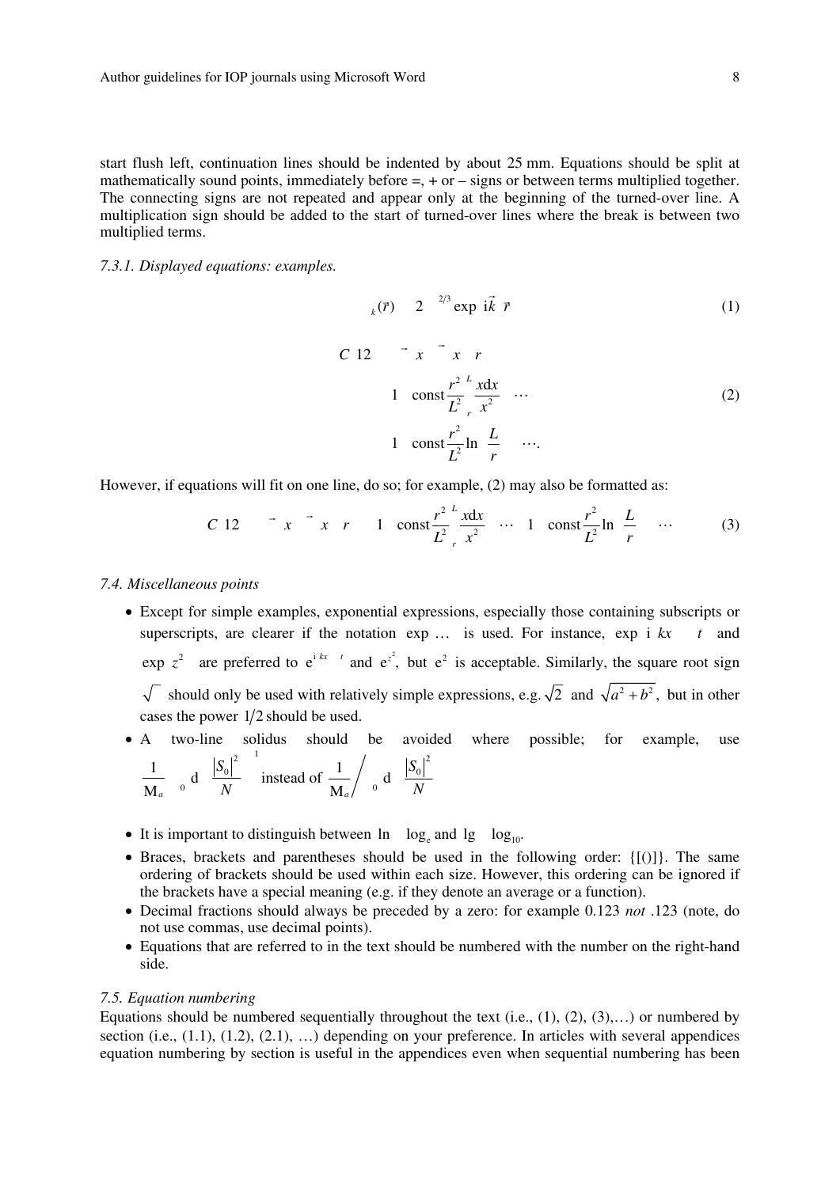start flush left, continuation lines should be indented by about 25 mm. Equations should be split at mathematically sound points, immediately before =, + or – signs or between terms multiplied together. The connecting signs are not repeated and appear only at the beginning of the turned-over line. A multiplication sign should be added to the start of turned-over lines where the break is between two multiplied terms.

*7.3.1. Displayed equations: examples.*

$$
{}_{k}(\vec{r}) \quad 2 \quad {}^{2/3} \exp \; \mathrm{i}\vec{k} \;\; \vec{r} \tag{1}
$$

$$
\begin{aligned}
C\;12 \quad \vec{\ } \; x \quad \vec{\ } \; x \quad r \\
1 \quad \mathrm{const}\frac{r^2}{L^2}{}^{L}_{r}\frac{x\mathrm{d}x}{x^2} \quad \cdots \\
1 \quad \mathrm{const}\frac{r^2}{L^2}\ln \;\; \frac{L}{r} \quad \cdots .
\end{aligned} \tag{2}
$$

However, if equations will fit on one line, do so; for example, (2) may also be formatted as:

$$
C\;12 \quad \vec{\ } \; x \quad \vec{\ } \; x \quad r \quad 1 \quad \mathrm{const}\frac{r^2}{L^2}{}^{L}_{r}\frac{x\mathrm{d}x}{x^2} \quad \cdots \quad 1 \quad \mathrm{const}\frac{r^2}{L^2}\ln \;\; \frac{L}{r} \quad \cdots \tag{3}
$$

## 7.4. Miscellaneous points

- Except for simple examples, exponential expressions, especially those containing subscripts or superscripts, are clearer if the notation $\exp \ldots$ is used. For instance, $\exp \; \mathrm{i} \; kx \quad t$ and $\exp \; z^2$ are preferred to $\mathrm{e}^{\mathrm{i}\;kx \quad t}$ and $\mathrm{e}^{z^2}$, but $\mathrm{e}^2$ is acceptable. Similarly, the square root sign $\sqrt{\ }$ should only be used with relatively simple expressions, e.g. $\sqrt{2}$ and $\sqrt{a^2+b^2}$, but in other cases the power $1/2$ should be used.
- A two-line solidus should be avoided where possible; for example, use $\frac{1}{\mathrm{M}_a} \;{}_0\; \mathrm{d} \;\; \frac{|S_0|^2}{N}{}^{1}$ instead of $\frac{1}{\mathrm{M}_a}\Big/ \;{}_0\; \mathrm{d} \;\; \frac{|S_0|^2}{N}$
- It is important to distinguish between $\ln \quad \log_{\mathrm{e}}$ and $\lg \quad \log_{10}$.
- Braces, brackets and parentheses should be used in the following order: {[()]}. The same ordering of brackets should be used within each size. However, this ordering can be ignored if the brackets have a special meaning (e.g. if they denote an average or a function).
- Decimal fractions should always be preceded by a zero: for example 0.123 *not* .123 (note, do not use commas, use decimal points).
- Equations that are referred to in the text should be numbered with the number on the right-hand side.

## 7.5. Equation numbering

Equations should be numbered sequentially throughout the text (i.e., (1), (2), (3),…) or numbered by section (i.e., (1.1), (1.2), (2.1), …) depending on your preference. In articles with several appendices equation numbering by section is useful in the appendices even when sequential numbering has been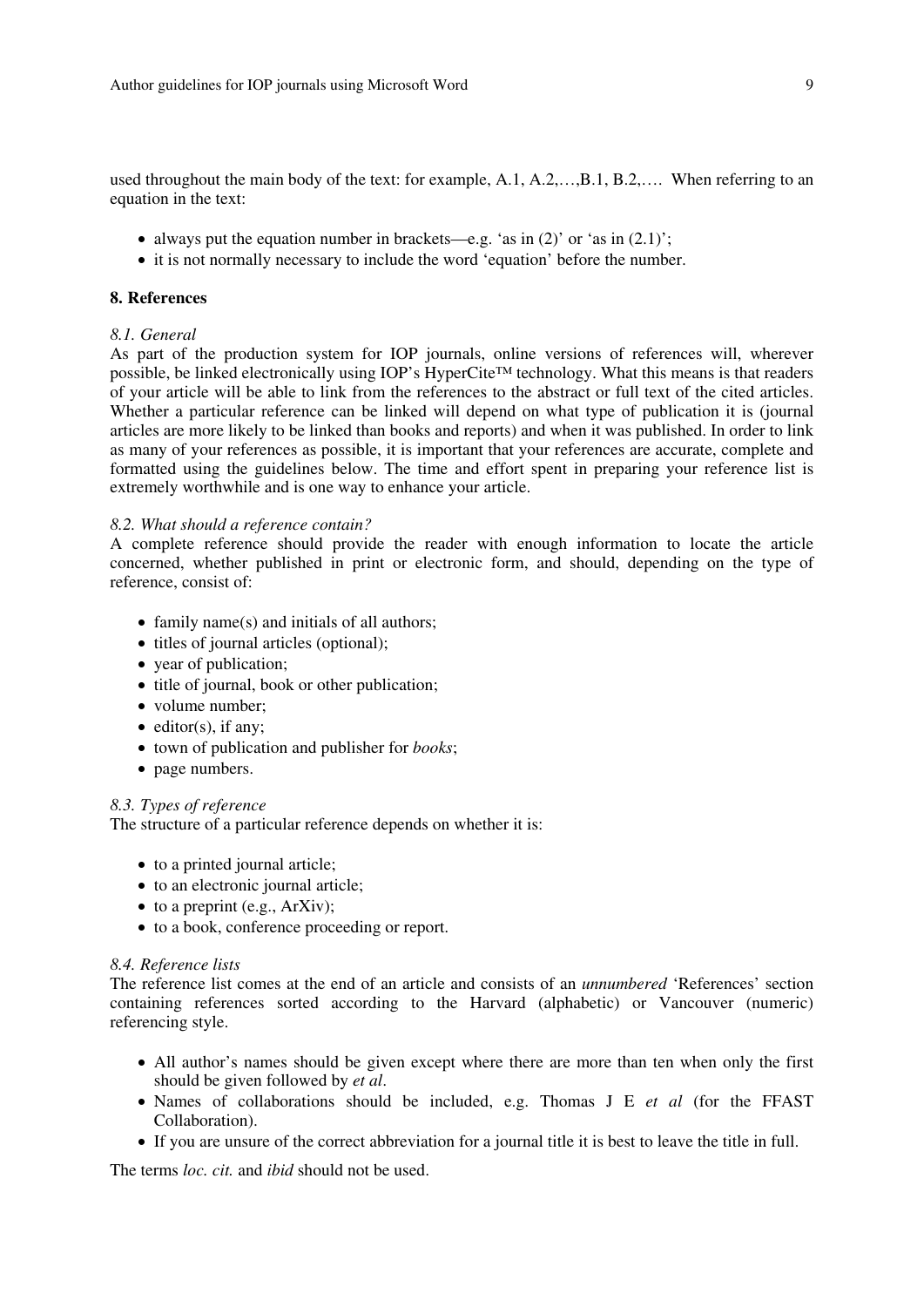used throughout the main body of the text: for example, A.1, A.2,…,B.1, B.2,…. When referring to an equation in the text:

- always put the equation number in brackets—e.g. 'as in (2)' or 'as in (2.1)';
- it is not normally necessary to include the word 'equation' before the number.

## 8. References

### *8.1. General*

As part of the production system for IOP journals, online versions of references will, wherever possible, be linked electronically using IOP's HyperCite™ technology. What this means is that readers of your article will be able to link from the references to the abstract or full text of the cited articles. Whether a particular reference can be linked will depend on what type of publication it is (journal articles are more likely to be linked than books and reports) and when it was published. In order to link as many of your references as possible, it is important that your references are accurate, complete and formatted using the guidelines below. The time and effort spent in preparing your reference list is extremely worthwhile and is one way to enhance your article.

### *8.2. What should a reference contain?*

A complete reference should provide the reader with enough information to locate the article concerned, whether published in print or electronic form, and should, depending on the type of reference, consist of:

- family name(s) and initials of all authors;
- titles of journal articles (optional);
- year of publication;
- title of journal, book or other publication;
- volume number;
- editor(s), if any;
- town of publication and publisher for *books*;
- page numbers.

### *8.3. Types of reference*

The structure of a particular reference depends on whether it is:

- to a printed journal article;
- to an electronic journal article;
- to a preprint (e.g., ArXiv);
- to a book, conference proceeding or report.

### *8.4. Reference lists*

The reference list comes at the end of an article and consists of an *unnumbered* 'References' section containing references sorted according to the Harvard (alphabetic) or Vancouver (numeric) referencing style.

- All author's names should be given except where there are more than ten when only the first should be given followed by *et al*.
- Names of collaborations should be included, e.g. Thomas J E *et al* (for the FFAST Collaboration).
- If you are unsure of the correct abbreviation for a journal title it is best to leave the title in full.

The terms *loc. cit.* and *ibid* should not be used.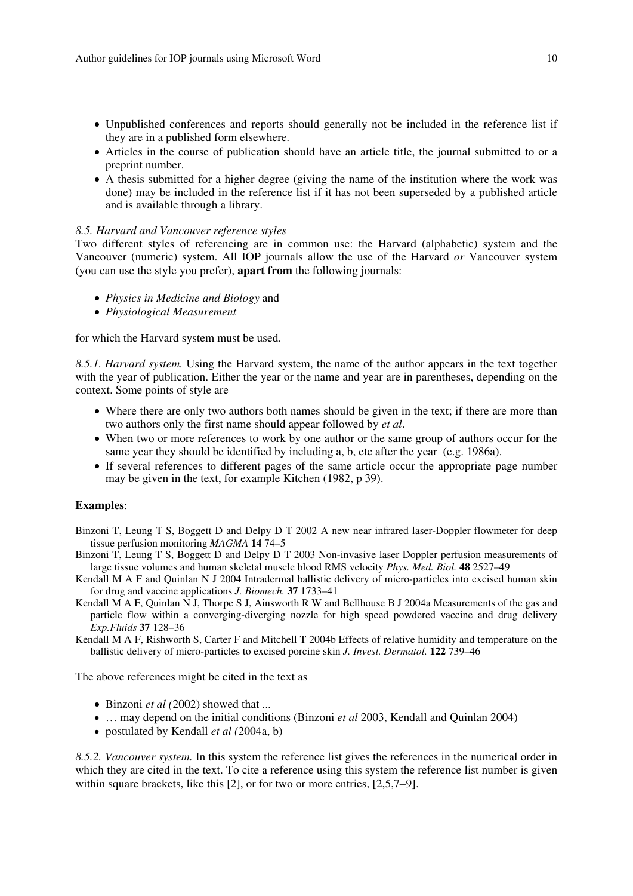- Unpublished conferences and reports should generally not be included in the reference list if they are in a published form elsewhere.
- Articles in the course of publication should have an article title, the journal submitted to or a preprint number.
- A thesis submitted for a higher degree (giving the name of the institution where the work was done) may be included in the reference list if it has not been superseded by a published article and is available through a library.

*8.5. Harvard and Vancouver reference styles*

Two different styles of referencing are in common use: the Harvard (alphabetic) system and the Vancouver (numeric) system. All IOP journals allow the use of the Harvard *or* Vancouver system (you can use the style you prefer), **apart from** the following journals:

- *Physics in Medicine and Biology* and
- *Physiological Measurement*

for which the Harvard system must be used.

*8.5.1. Harvard system.* Using the Harvard system, the name of the author appears in the text together with the year of publication. Either the year or the name and year are in parentheses, depending on the context. Some points of style are

- Where there are only two authors both names should be given in the text; if there are more than two authors only the first name should appear followed by *et al*.
- When two or more references to work by one author or the same group of authors occur for the same year they should be identified by including a, b, etc after the year (e.g. 1986a).
- If several references to different pages of the same article occur the appropriate page number may be given in the text, for example Kitchen (1982, p 39).

**Examples**:

Binzoni T, Leung T S, Boggett D and Delpy D T 2002 A new near infrared laser-Doppler flowmeter for deep tissue perfusion monitoring *MAGMA* **14** 74–5

Binzoni T, Leung T S, Boggett D and Delpy D T 2003 Non-invasive laser Doppler perfusion measurements of large tissue volumes and human skeletal muscle blood RMS velocity *Phys. Med. Biol.* **48** 2527–49

Kendall M A F and Quinlan N J 2004 Intradermal ballistic delivery of micro-particles into excised human skin for drug and vaccine applications *J. Biomech.* **37** 1733–41

Kendall M A F, Quinlan N J, Thorpe S J, Ainsworth R W and Bellhouse B J 2004a Measurements of the gas and particle flow within a converging-diverging nozzle for high speed powdered vaccine and drug delivery *Exp.Fluids* **37** 128–36

Kendall M A F, Rishworth S, Carter F and Mitchell T 2004b Effects of relative humidity and temperature on the ballistic delivery of micro-particles to excised porcine skin *J. Invest. Dermatol.* **122** 739–46

The above references might be cited in the text as

- Binzoni *et al (*2002) showed that ...
- … may depend on the initial conditions (Binzoni *et al* 2003, Kendall and Quinlan 2004)
- postulated by Kendall *et al (*2004a, b)

*8.5.2. Vancouver system.* In this system the reference list gives the references in the numerical order in which they are cited in the text. To cite a reference using this system the reference list number is given within square brackets, like this [2], or for two or more entries, [2,5,7–9].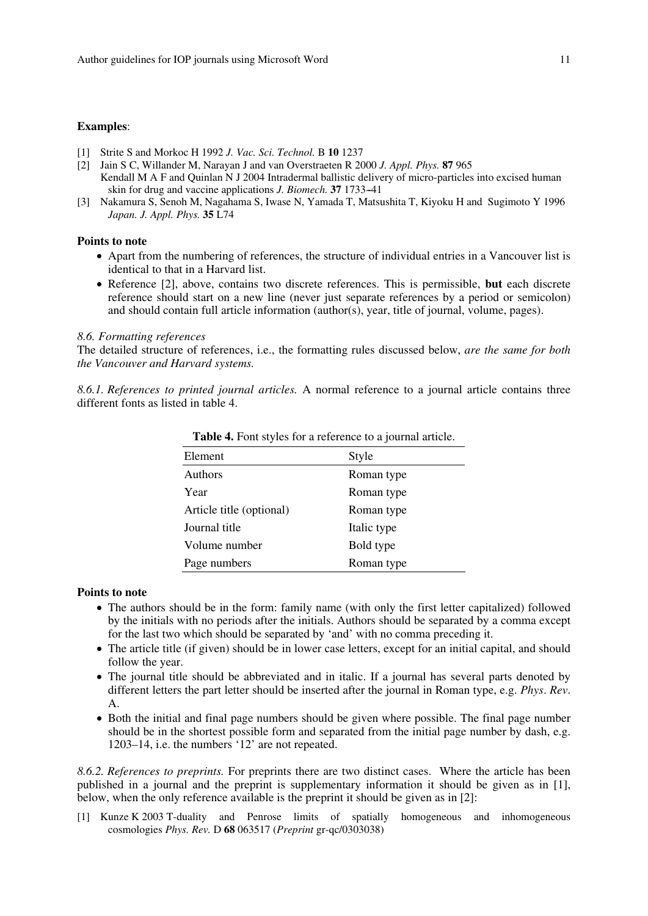**Examples**:

[1] Strite S and Morkoc H 1992 *J. Vac. Sci. Technol.* B **10** 1237
[2] Jain S C, Willander M, Narayan J and van Overstraeten R 2000 *J. Appl. Phys.* **87** 965
Kendall M A F and Quinlan N J 2004 Intradermal ballistic delivery of micro-particles into excised human skin for drug and vaccine applications *J. Biomech.* **37** 1733–41
[3] Nakamura S, Senoh M, Nagahama S, Iwase N, Yamada T, Matsushita T, Kiyoku H and Sugimoto Y 1996 *Japan. J. Appl. Phys.* **35** L74

**Points to note**

- Apart from the numbering of references, the structure of individual entries in a Vancouver list is identical to that in a Harvard list.
- Reference [2], above, contains two discrete references. This is permissible, **but** each discrete reference should start on a new line (never just separate references by a period or semicolon) and should contain full article information (author(s), year, title of journal, volume, pages).

*8.6. Formatting references*

The detailed structure of references, i.e., the formatting rules discussed below, *are the same for both the Vancouver and Harvard systems.*

*8.6.1. References to printed journal articles.* A normal reference to a journal article contains three different fonts as listed in table 4.

**Table 4.** Font styles for a reference to a journal article.

| Element | Style |
|---|---|
| Authors | Roman type |
| Year | Roman type |
| Article title (optional) | Roman type |
| Journal title | Italic type |
| Volume number | Bold type |
| Page numbers | Roman type |

**Points to note**

- The authors should be in the form: family name (with only the first letter capitalized) followed by the initials with no periods after the initials. Authors should be separated by a comma except for the last two which should be separated by 'and' with no comma preceding it.
- The article title (if given) should be in lower case letters, except for an initial capital, and should follow the year.
- The journal title should be abbreviated and in italic. If a journal has several parts denoted by different letters the part letter should be inserted after the journal in Roman type, e.g. *Phys. Rev.* A.
- Both the initial and final page numbers should be given where possible. The final page number should be in the shortest possible form and separated from the initial page number by dash, e.g. 1203–14, i.e. the numbers '12' are not repeated.

*8.6.2. References to preprints.* For preprints there are two distinct cases. Where the article has been published in a journal and the preprint is supplementary information it should be given as in [1], below, when the only reference available is the preprint it should be given as in [2]:

[1] Kunze K 2003 T-duality and Penrose limits of spatially homogeneous and inhomogeneous cosmologies *Phys. Rev.* D **68** 063517 (*Preprint* gr-qc/0303038)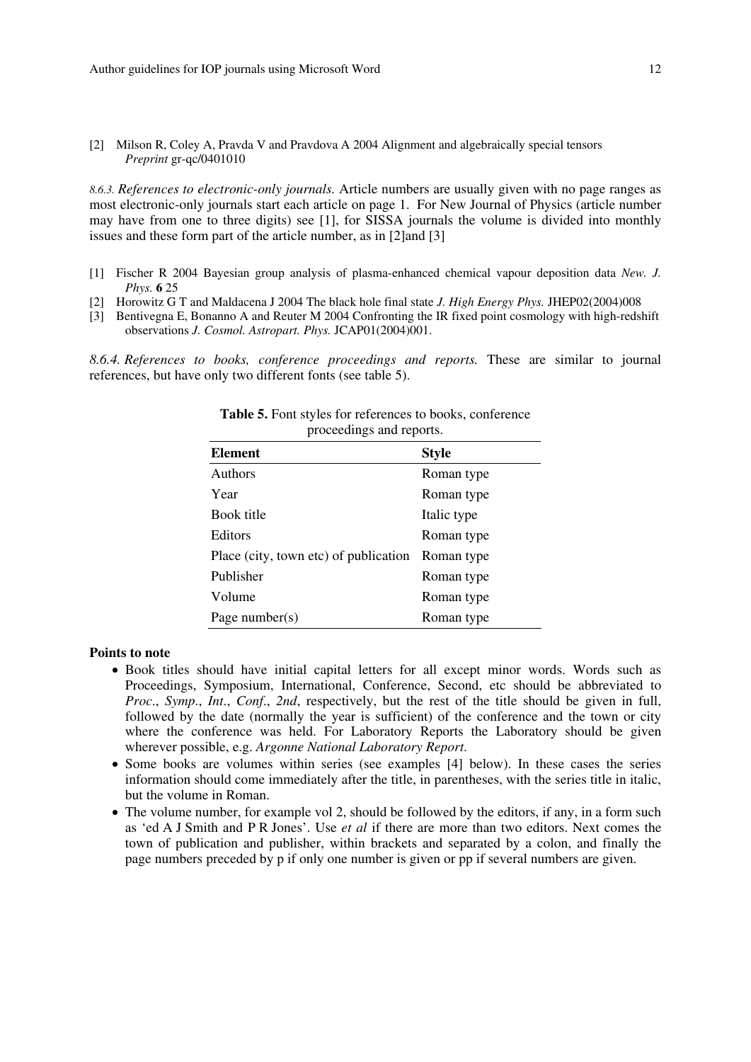[2] Milson R, Coley A, Pravda V and Pravdova A 2004 Alignment and algebraically special tensors *Preprint* gr-qc/0401010

*8.6.3. References to electronic-only journals.* Article numbers are usually given with no page ranges as most electronic-only journals start each article on page 1. For New Journal of Physics (article number may have from one to three digits) see [1], for SISSA journals the volume is divided into monthly issues and these form part of the article number, as in [2]and [3]

[1] Fischer R 2004 Bayesian group analysis of plasma-enhanced chemical vapour deposition data *New. J. Phys.* **6** 25
[2] Horowitz G T and Maldacena J 2004 The black hole final state *J. High Energy Phys.* JHEP02(2004)008
[3] Bentivegna E, Bonanno A and Reuter M 2004 Confronting the IR fixed point cosmology with high-redshift observations *J. Cosmol. Astropart. Phys.* JCAP01(2004)001.

*8.6.4. References to books, conference proceedings and reports.* These are similar to journal references, but have only two different fonts (see table 5).

**Table 5.** Font styles for references to books, conference proceedings and reports.

| **Element** | **Style** |
|---|---|
| Authors | Roman type |
| Year | Roman type |
| Book title | Italic type |
| Editors | Roman type |
| Place (city, town etc) of publication | Roman type |
| Publisher | Roman type |
| Volume | Roman type |
| Page number(s) | Roman type |

**Points to note**

- Book titles should have initial capital letters for all except minor words. Words such as Proceedings, Symposium, International, Conference, Second, etc should be abbreviated to *Proc*., *Symp*., *Int*., *Conf*., *2nd*, respectively, but the rest of the title should be given in full, followed by the date (normally the year is sufficient) of the conference and the town or city where the conference was held. For Laboratory Reports the Laboratory should be given wherever possible, e.g. *Argonne National Laboratory Report*.
- Some books are volumes within series (see examples [4] below). In these cases the series information should come immediately after the title, in parentheses, with the series title in italic, but the volume in Roman.
- The volume number, for example vol 2, should be followed by the editors, if any, in a form such as 'ed A J Smith and P R Jones'. Use *et al* if there are more than two editors. Next comes the town of publication and publisher, within brackets and separated by a colon, and finally the page numbers preceded by p if only one number is given or pp if several numbers are given.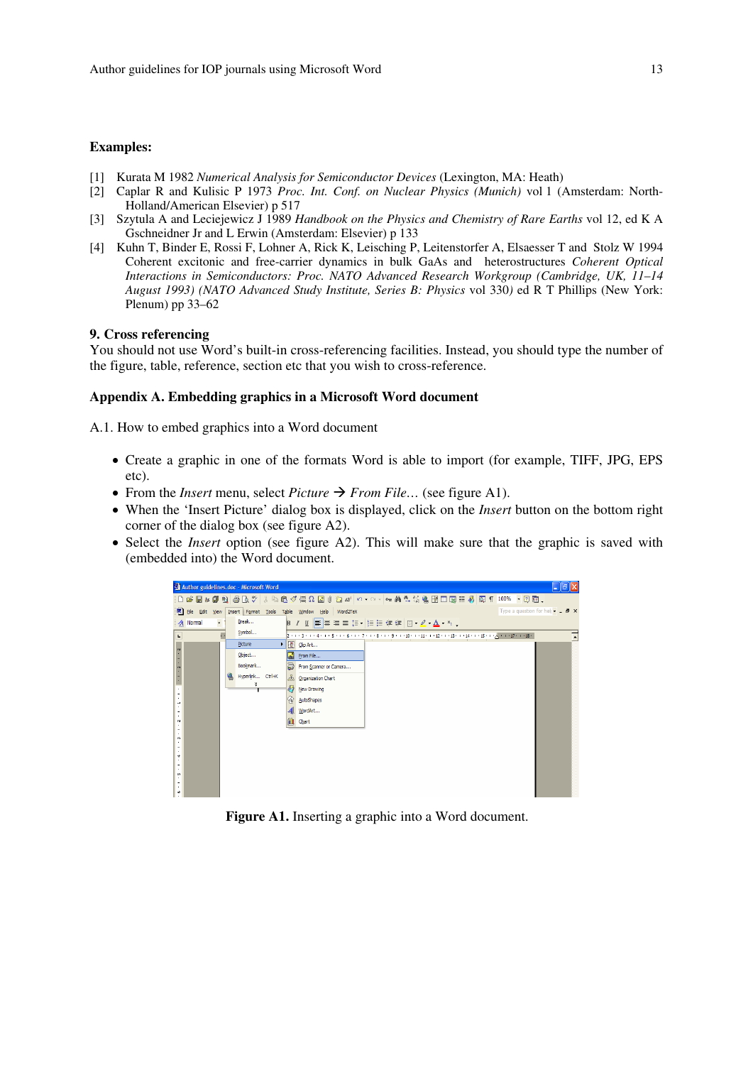**Examples:**

[1] Kurata M 1982 *Numerical Analysis for Semiconductor Devices* (Lexington, MA: Heath)
[2] Caplar R and Kulisic P 1973 *Proc. Int. Conf. on Nuclear Physics (Munich)* vol 1 (Amsterdam: North-Holland/American Elsevier) p 517
[3] Szytula A and Leciejewicz J 1989 *Handbook on the Physics and Chemistry of Rare Earths* vol 12, ed K A Gschneidner Jr and L Erwin (Amsterdam: Elsevier) p 133
[4] Kuhn T, Binder E, Rossi F, Lohner A, Rick K, Leisching P, Leitenstorfer A, Elsaesser T and Stolz W 1994 Coherent excitonic and free-carrier dynamics in bulk GaAs and heterostructures *Coherent Optical Interactions in Semiconductors: Proc. NATO Advanced Research Workgroup (Cambridge, UK, 11–14 August 1993) (NATO Advanced Study Institute, Series B: Physics* vol 330*)* ed R T Phillips (New York: Plenum) pp 33–62

## 9. Cross referencing

You should not use Word's built-in cross-referencing facilities. Instead, you should type the number of the figure, table, reference, section etc that you wish to cross-reference.

## Appendix A. Embedding graphics in a Microsoft Word document

A.1. How to embed graphics into a Word document

- Create a graphic in one of the formats Word is able to import (for example, TIFF, JPG, EPS etc).
- From the *Insert* menu, select *Picture* → *From File…* (see figure A1).
- When the 'Insert Picture' dialog box is displayed, click on the *Insert* button on the bottom right corner of the dialog box (see figure A2).
- Select the *Insert* option (see figure A2). This will make sure that the graphic is saved with (embedded into) the Word document.

**Figure A1.** Inserting a graphic into a Word document.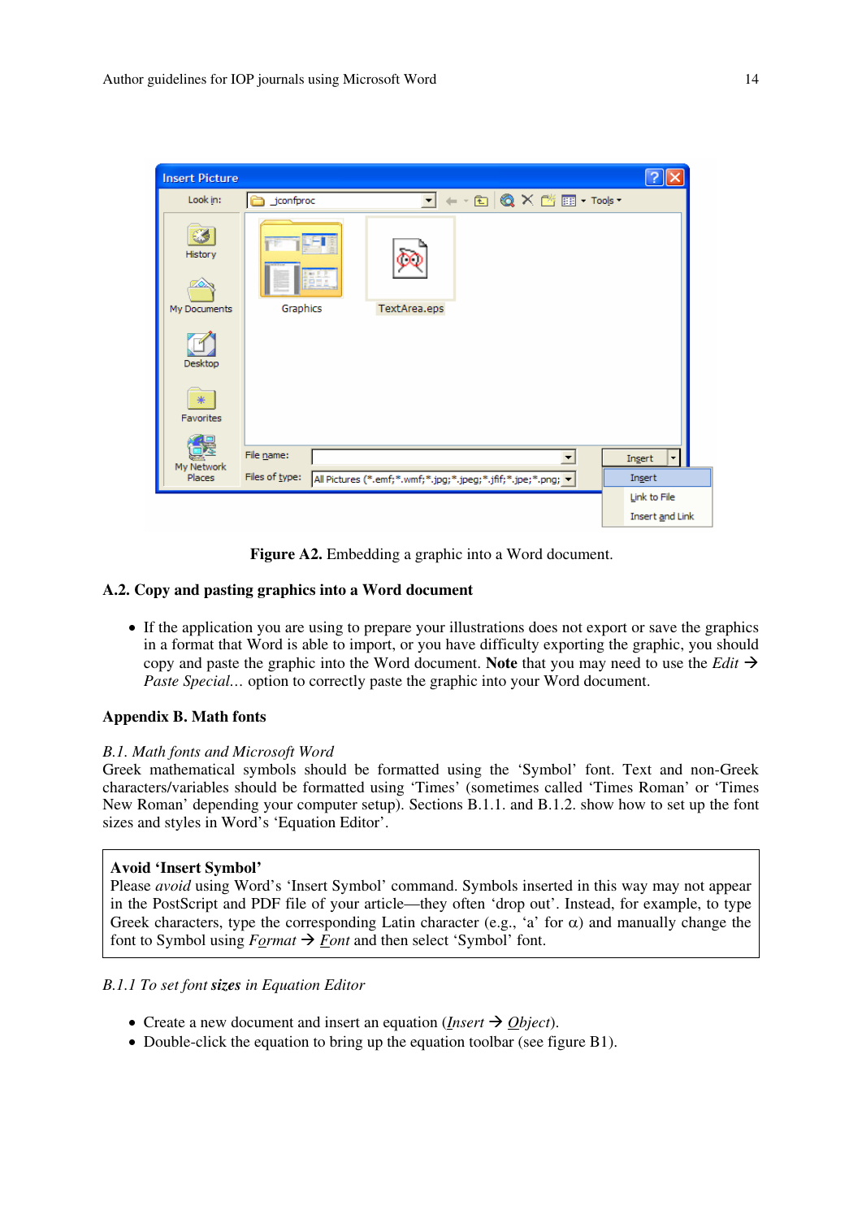**Figure A2.** Embedding a graphic into a Word document.

### A.2. Copy and pasting graphics into a Word document

- If the application you are using to prepare your illustrations does not export or save the graphics in a format that Word is able to import, or you have difficulty exporting the graphic, you should copy and paste the graphic into the Word document. **Note** that you may need to use the *Edit* → *Paste Special…* option to correctly paste the graphic into your Word document.

## Appendix B. Math fonts

*B.1. Math fonts and Microsoft Word*
Greek mathematical symbols should be formatted using the 'Symbol' font. Text and non-Greek characters/variables should be formatted using 'Times' (sometimes called 'Times Roman' or 'Times New Roman' depending your computer setup). Sections B.1.1. and B.1.2. show how to set up the font sizes and styles in Word's 'Equation Editor'.

> **Avoid 'Insert Symbol'**
> Please *avoid* using Word's 'Insert Symbol' command. Symbols inserted in this way may not appear in the PostScript and PDF file of your article—they often 'drop out'. Instead, for example, to type Greek characters, type the corresponding Latin character (e.g., 'a' for α) and manually change the font to Symbol using *Format* → *Font* and then select 'Symbol' font.

*B.1.1 To set font **sizes** in Equation Editor*

- Create a new document and insert an equation (*Insert* → *Object*).
- Double-click the equation to bring up the equation toolbar (see figure B1).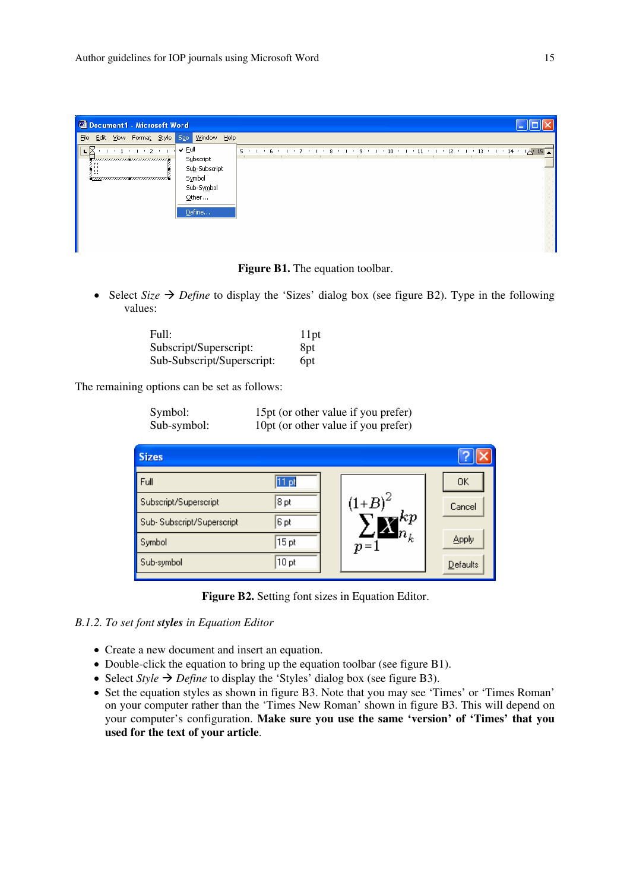**Figure B1.** The equation toolbar.

- Select *Size* → *Define* to display the 'Sizes' dialog box (see figure B2). Type in the following values:

| | |
|---|---|
| Full: | 11pt |
| Subscript/Superscript: | 8pt |
| Sub-Subscript/Superscript: | 6pt |

The remaining options can be set as follows:

| | |
|---|---|
| Symbol: | 15pt (or other value if you prefer) |
| Sub-symbol: | 10pt (or other value if you prefer) |

**Figure B2.** Setting font sizes in Equation Editor.

*B.1.2. To set font* ***styles*** *in Equation Editor*

- Create a new document and insert an equation.
- Double-click the equation to bring up the equation toolbar (see figure B1).
- Select *Style* → *Define* to display the 'Styles' dialog box (see figure B3).
- Set the equation styles as shown in figure B3. Note that you may see 'Times' or 'Times Roman' on your computer rather than the 'Times New Roman' shown in figure B3. This will depend on your computer's configuration. **Make sure you use the same 'version' of 'Times' that you used for the text of your article**.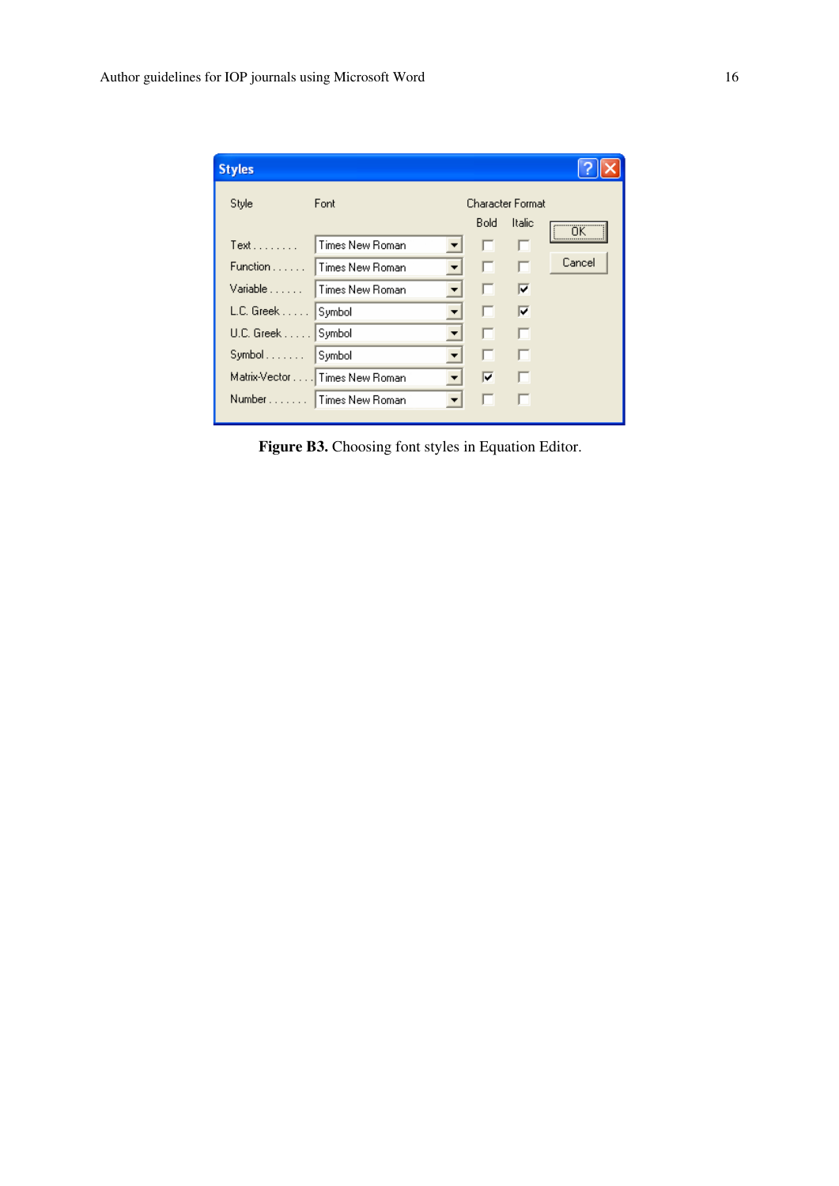**Figure B3.** Choosing font styles in Equation Editor.